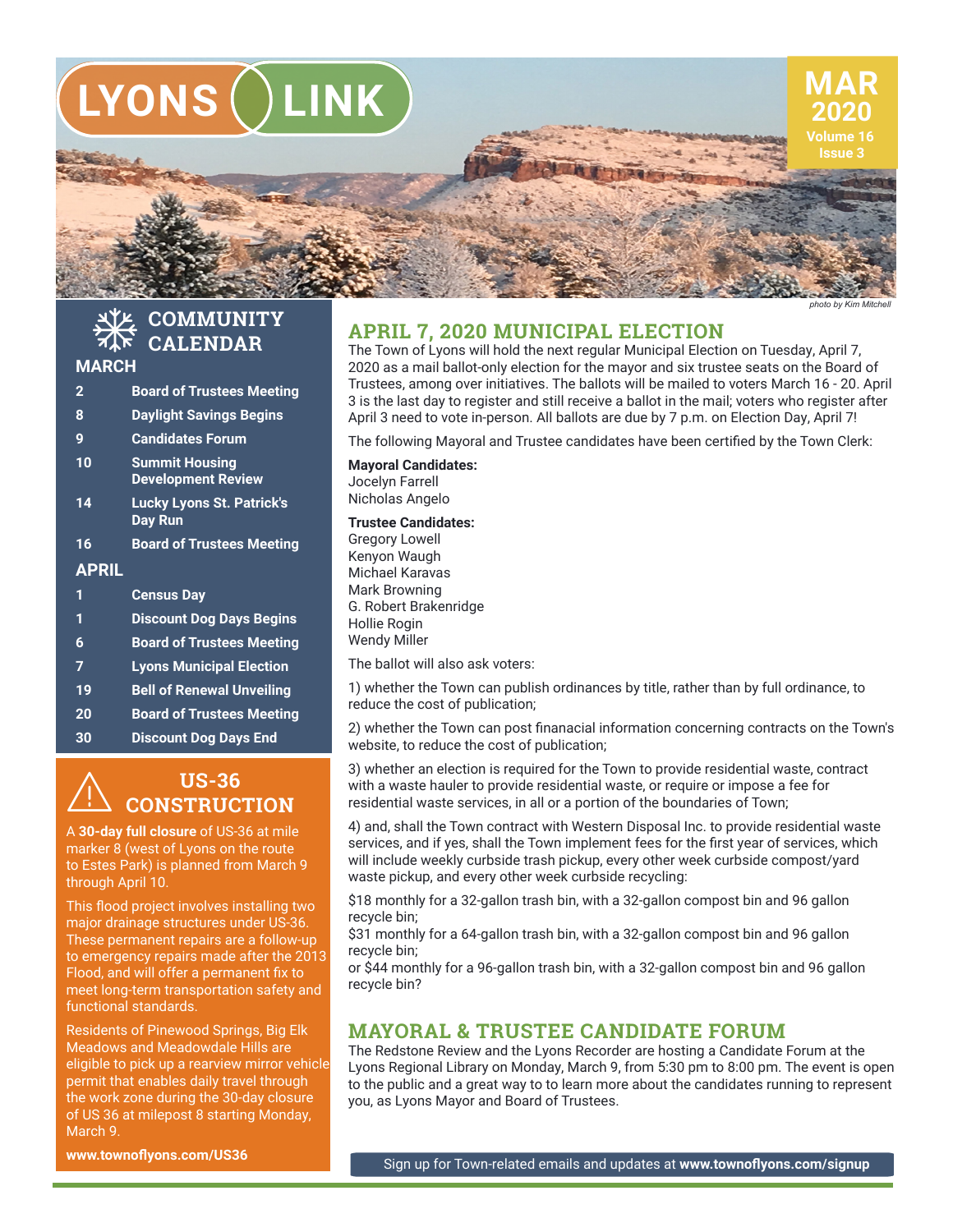# LYONS LINK

**MAR 2020**
Volume 16
Issue 3

*photo by Kim Mitchell*

## COMMUNITY CALENDAR

### MARCH

| | |
|---|---|
| 2 | Board of Trustees Meeting |
| 8 | Daylight Savings Begins |
| 9 | Candidates Forum |
| 10 | Summit Housing Development Review |
| 14 | Lucky Lyons St. Patrick's Day Run |
| 16 | Board of Trustees Meeting |

### APRIL

| | |
|---|---|
| 1 | Census Day |
| 1 | Discount Dog Days Begins |
| 6 | Board of Trustees Meeting |
| 7 | Lyons Municipal Election |
| 19 | Bell of Renewal Unveiling |
| 20 | Board of Trustees Meeting |
| 30 | Discount Dog Days End |

## US-36 CONSTRUCTION

A **30-day full closure** of US-36 at mile marker 8 (west of Lyons on the route to Estes Park) is planned from March 9 through April 10.

This flood project involves installing two major drainage structures under US-36. These permanent repairs are a follow-up to emergency repairs made after the 2013 Flood, and will offer a permanent fix to meet long-term transportation safety and functional standards.

Residents of Pinewood Springs, Big Elk Meadows and Meadowdale Hills are eligible to pick up a rearview mirror vehicle permit that enables daily travel through the work zone during the 30-day closure of US 36 at milepost 8 starting Monday, March 9.

**www.townoflyons.com/US36**

## APRIL 7, 2020 MUNICIPAL ELECTION

The Town of Lyons will hold the next regular Municipal Election on Tuesday, April 7, 2020 as a mail ballot-only election for the mayor and six trustee seats on the Board of Trustees, among over initiatives. The ballots will be mailed to voters March 16 - 20. April 3 is the last day to register and still receive a ballot in the mail; voters who register after April 3 need to vote in-person. All ballots are due by 7 p.m. on Election Day, April 7!

The following Mayoral and Trustee candidates have been certified by the Town Clerk:

**Mayoral Candidates:**
Jocelyn Farrell
Nicholas Angelo

**Trustee Candidates:**
Gregory Lowell
Kenyon Waugh
Michael Karavas
Mark Browning
G. Robert Brakenridge
Hollie Rogin
Wendy Miller

The ballot will also ask voters:

1) whether the Town can publish ordinances by title, rather than by full ordinance, to reduce the cost of publication;

2) whether the Town can post finanacial information concerning contracts on the Town's website, to reduce the cost of publication;

3) whether an election is required for the Town to provide residential waste, contract with a waste hauler to provide residential waste, or require or impose a fee for residential waste services, in all or a portion of the boundaries of Town;

4) and, shall the Town contract with Western Disposal Inc. to provide residential waste services, and if yes, shall the Town implement fees for the first year of services, which will include weekly curbside trash pickup, every other week curbside compost/yard waste pickup, and every other week curbside recycling:

$18 monthly for a 32-gallon trash bin, with a 32-gallon compost bin and 96 gallon recycle bin;
$31 monthly for a 64-gallon trash bin, with a 32-gallon compost bin and 96 gallon recycle bin;
or $44 monthly for a 96-gallon trash bin, with a 32-gallon compost bin and 96 gallon recycle bin?

## MAYORAL & TRUSTEE CANDIDATE FORUM

The Redstone Review and the Lyons Recorder are hosting a Candidate Forum at the Lyons Regional Library on Monday, March 9, from 5:30 pm to 8:00 pm. The event is open to the public and a great way to to learn more about the candidates running to represent you, as Lyons Mayor and Board of Trustees.

Sign up for Town-related emails and updates at **www.townoflyons.com/signup**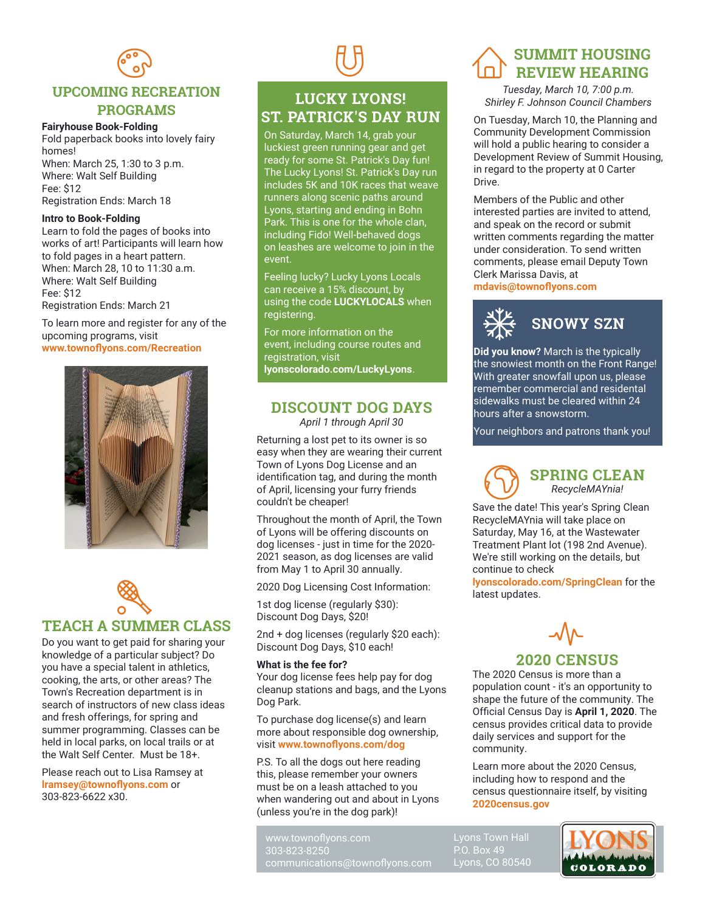## UPCOMING RECREATION PROGRAMS

**Fairyhouse Book-Folding**
Fold paperback books into lovely fairy homes!
When: March 25, 1:30 to 3 p.m.
Where: Walt Self Building
Fee: $12
Registration Ends: March 18

**Intro to Book-Folding**
Learn to fold the pages of books into works of art! Participants will learn how to fold pages in a heart pattern.
When: March 28, 10 to 11:30 a.m.
Where: Walt Self Building
Fee: $12
Registration Ends: March 21

To learn more and register for any of the upcoming programs, visit **www.townoflyons.com/Recreation**

## TEACH A SUMMER CLASS

Do you want to get paid for sharing your knowledge of a particular subject? Do you have a special talent in athletics, cooking, the arts, or other areas? The Town's Recreation department is in search of instructors of new class ideas and fresh offerings, for spring and summer programming. Classes can be held in local parks, on local trails or at the Walt Self Center. Must be 18+.

Please reach out to Lisa Ramsey at **lramsey@townoflyons.com** or 303-823-6622 x30.

## LUCKY LYONS! ST. PATRICK'S DAY RUN

On Saturday, March 14, grab your luckiest green running gear and get ready for some St. Patrick's Day fun! The Lucky Lyons! St. Patrick's Day run includes 5K and 10K races that weave runners along scenic paths around Lyons, starting and ending in Bohn Park. This is one for the whole clan, including Fido! Well-behaved dogs on leashes are welcome to join in the event.

Feeling lucky? Lucky Lyons Locals can receive a 15% discount, by using the code **LUCKYLOCALS** when registering.

For more information on the event, including course routes and registration, visit **lyonscolorado.com/LuckyLyons**.

## DISCOUNT DOG DAYS

*April 1 through April 30*

Returning a lost pet to its owner is so easy when they are wearing their current Town of Lyons Dog License and an identification tag, and during the month of April, licensing your furry friends couldn't be cheaper!

Throughout the month of April, the Town of Lyons will be offering discounts on dog licenses - just in time for the 2020-2021 season, as dog licenses are valid from May 1 to April 30 annually.

2020 Dog Licensing Cost Information:

1st dog license (regularly $30): Discount Dog Days, $20!

2nd + dog licenses (regularly $20 each): Discount Dog Days, $10 each!

**What is the fee for?**
Your dog license fees help pay for dog cleanup stations and bags, and the Lyons Dog Park.

To purchase dog license(s) and learn more about responsible dog ownership, visit **www.townoflyons.com/dog**

P.S. To all the dogs out here reading this, please remember your owners must be on a leash attached to you when wandering out and about in Lyons (unless you're in the dog park)!

## SUMMIT HOUSING REVIEW HEARING

*Tuesday, March 10, 7:00 p.m.*
*Shirley F. Johnson Council Chambers*

On Tuesday, March 10, the Planning and Community Development Commission will hold a public hearing to consider a Development Review of Summit Housing, in regard to the property at 0 Carter Drive.

Members of the Public and other interested parties are invited to attend, and speak on the record or submit written comments regarding the matter under consideration. To send written comments, please email Deputy Town Clerk Marissa Davis, at **mdavis@townoflyons.com**

## SNOWY SZN

**Did you know?** March is the typically the snowiest month on the Front Range! With greater snowfall upon us, please remember commercial and residental sidewalks must be cleared within 24 hours after a snowstorm.

Your neighbors and patrons thank you!

## SPRING CLEAN

*RecycleMAYnia!*

Save the date! This year's Spring Clean RecycleMAYnia will take place on Saturday, May 16, at the Wastewater Treatment Plant lot (198 2nd Avenue). We're still working on the details, but continue to check **lyonscolorado.com/SpringClean** for the latest updates.

## 2020 CENSUS

The 2020 Census is more than a population count - it's an opportunity to shape the future of the community. The Official Census Day is **April 1, 2020**. The census provides critical data to provide daily services and support for the community.

Learn more about the 2020 Census, including how to respond and the census questionnaire itself, by visiting **2020census.gov**

www.townoflyons.com
303-823-8250
communications@townoflyons.com

Lyons Town Hall
P.O. Box 49
Lyons, CO 80540

LYONS COLORADO